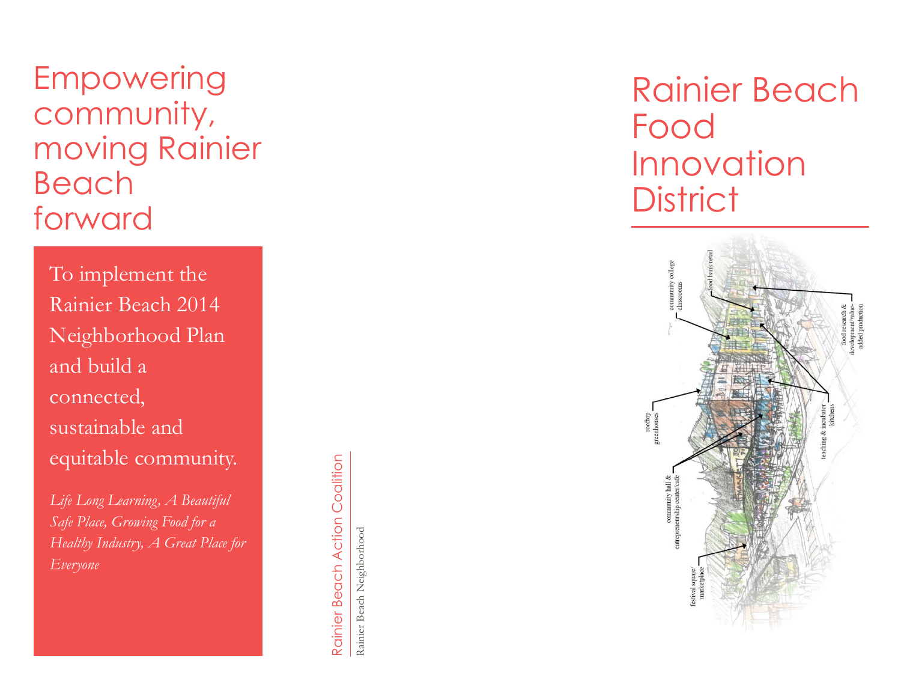# Empowering community, moving Rainier Beach forward

To implement the Rainier Beach 2014 Neighborhood Plan and build a connected, sustainable and equitable community.

*Life Long Learning, A Beautiful Safe Place, Growing Food for a Healthy Industry, A Great Place for Everyone*

Rainier Beach Action Coalition

Rainier Beach Neighborhood

# Rainier Beach Food Innovation District

community college classrooms

food bank retail

food research & development/value-added production

rooftop greenhouses

teaching & incubator kitchens

community hall & entrepreneurship center/cafe

festival square/marketplace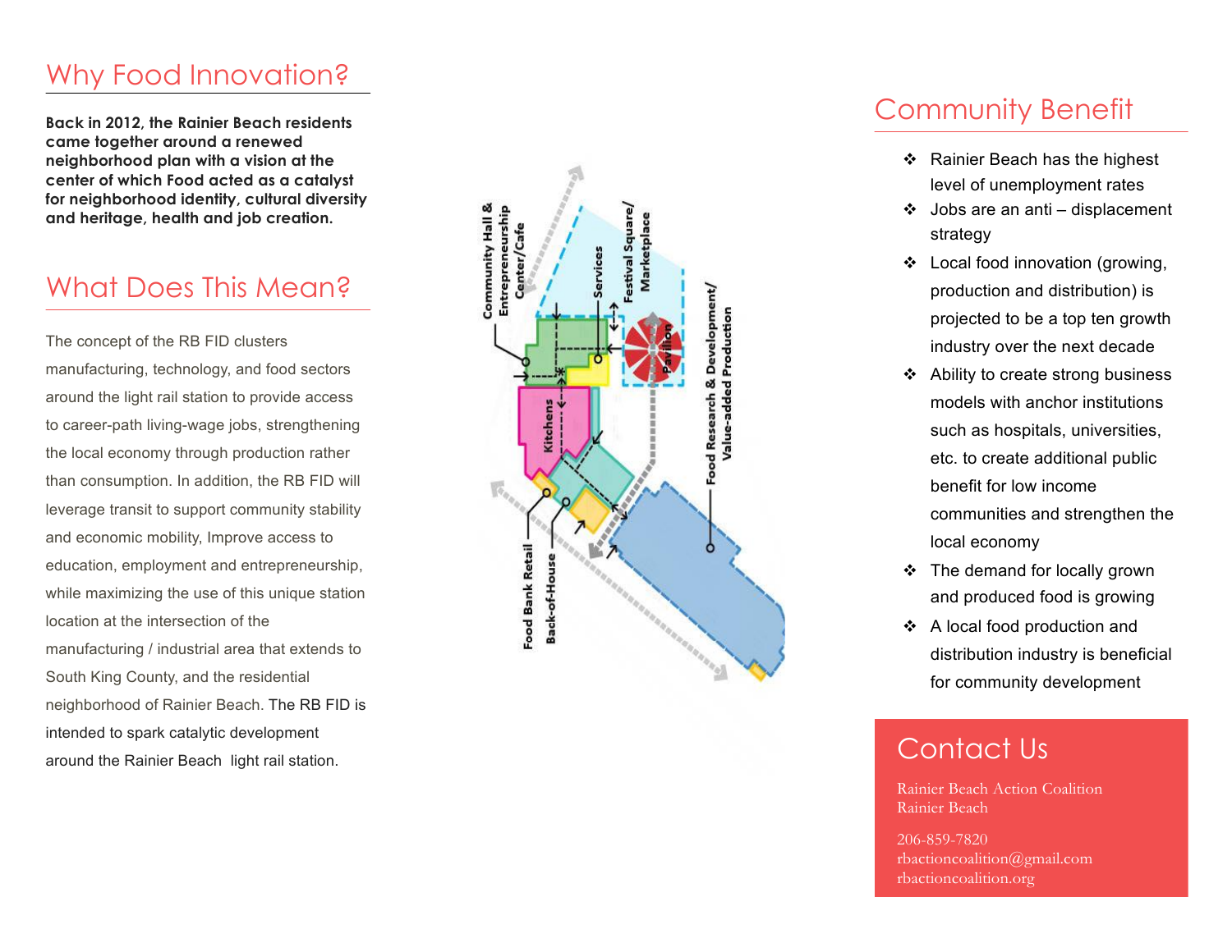## Why Food Innovation?

**Back in 2012, the Rainier Beach residents came together around a renewed neighborhood plan with a vision at the center of which Food acted as a catalyst for neighborhood identity, cultural diversity and heritage, health and job creation.**

## What Does This Mean?

The concept of the RB FID clusters manufacturing, technology, and food sectors around the light rail station to provide access to career-path living-wage jobs, strengthening the local economy through production rather than consumption. In addition, the RB FID will leverage transit to support community stability and economic mobility, Improve access to education, employment and entrepreneurship, while maximizing the use of this unique station location at the intersection of the manufacturing / industrial area that extends to South King County, and the residential neighborhood of Rainier Beach. The RB FID is intended to spark catalytic development around the Rainier Beach light rail station.

Community Hall & Entrepreneurship Center/Cafe

Services

Festival Square/ Marketplace

Pavilion

Kitchens

Food Research & Development/ Value-added Production

Food Bank Retail

Back-of-House

## Community Benefit

- Rainier Beach has the highest level of unemployment rates
- Jobs are an anti – displacement strategy
- Local food innovation (growing, production and distribution) is projected to be a top ten growth industry over the next decade
- Ability to create strong business models with anchor institutions such as hospitals, universities, etc. to create additional public benefit for low income communities and strengthen the local economy
- The demand for locally grown and produced food is growing
- A local food production and distribution industry is beneficial for community development

## Contact Us

Rainier Beach Action Coalition
Rainier Beach

206-859-7820
rbactioncoalition@gmail.com
rbactioncoalition.org